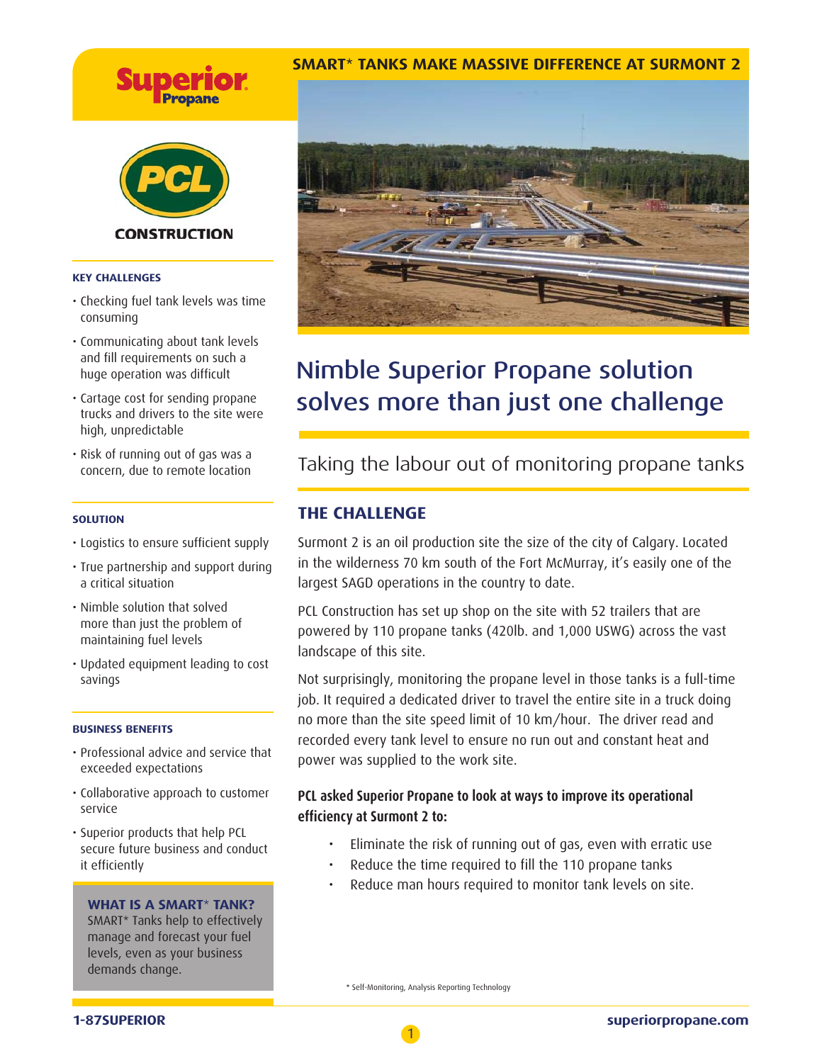Superior Propane

PCL CONSTRUCTION

## SMART* TANKS MAKE MASSIVE DIFFERENCE AT SURMONT 2

# Nimble Superior Propane solution solves more than just one challenge

## Taking the labour out of monitoring propane tanks

### THE CHALLENGE

Surmont 2 is an oil production site the size of the city of Calgary. Located in the wilderness 70 km south of the Fort McMurray, it's easily one of the largest SAGD operations in the country to date.

PCL Construction has set up shop on the site with 52 trailers that are powered by 110 propane tanks (420lb. and 1,000 USWG) across the vast landscape of this site.

Not surprisingly, monitoring the propane level in those tanks is a full-time job. It required a dedicated driver to travel the entire site in a truck doing no more than the site speed limit of 10 km/hour. The driver read and recorded every tank level to ensure no run out and constant heat and power was supplied to the work site.

**PCL asked Superior Propane to look at ways to improve its operational efficiency at Surmont 2 to:**

- Eliminate the risk of running out of gas, even with erratic use
- Reduce the time required to fill the 110 propane tanks
- Reduce man hours required to monitor tank levels on site.

### KEY CHALLENGES

- Checking fuel tank levels was time consuming
- Communicating about tank levels and fill requirements on such a huge operation was difficult
- Cartage cost for sending propane trucks and drivers to the site were high, unpredictable
- Risk of running out of gas was a concern, due to remote location

### SOLUTION

- Logistics to ensure sufficient supply
- True partnership and support during a critical situation
- Nimble solution that solved more than just the problem of maintaining fuel levels
- Updated equipment leading to cost savings

### BUSINESS BENEFITS

- Professional advice and service that exceeded expectations
- Collaborative approach to customer service
- Superior products that help PCL secure future business and conduct it efficiently

**WHAT IS A SMART* TANK?**
SMART* Tanks help to effectively manage and forecast your fuel levels, even as your business demands change.

\* Self-Monitoring, Analysis Reporting Technology

1-87SUPERIOR superiorpropane.com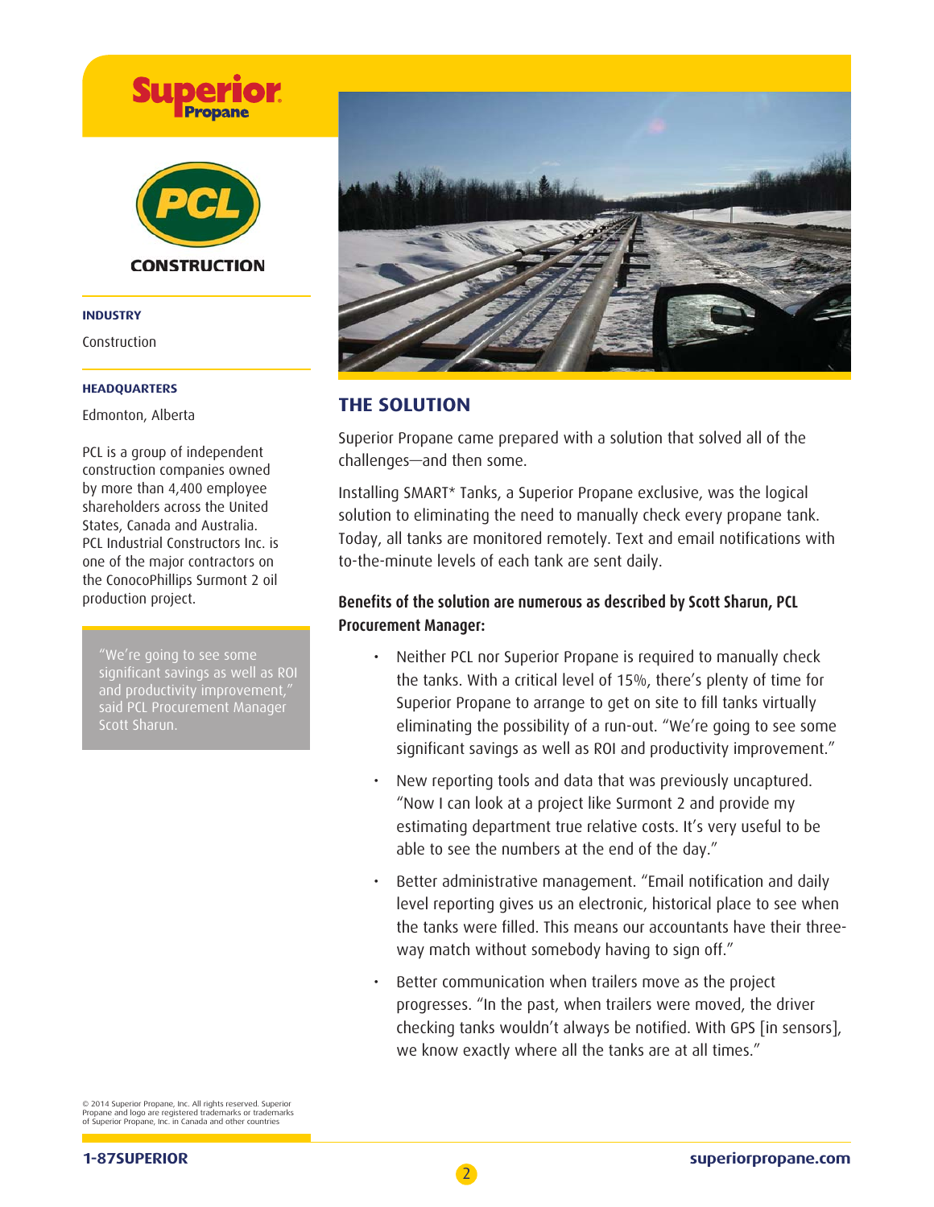**INDUSTRY**

Construction

**HEADQUARTERS**

Edmonton, Alberta

PCL is a group of independent construction companies owned by more than 4,400 employee shareholders across the United States, Canada and Australia. PCL Industrial Constructors Inc. is one of the major contractors on the ConocoPhillips Surmont 2 oil production project.

> "We're going to see some significant savings as well as ROI and productivity improvement," said PCL Procurement Manager Scott Sharun.

## THE SOLUTION

Superior Propane came prepared with a solution that solved all of the challenges—and then some.

Installing SMART* Tanks, a Superior Propane exclusive, was the logical solution to eliminating the need to manually check every propane tank. Today, all tanks are monitored remotely. Text and email notifications with to-the-minute levels of each tank are sent daily.

**Benefits of the solution are numerous as described by Scott Sharun, PCL Procurement Manager:**

- Neither PCL nor Superior Propane is required to manually check the tanks. With a critical level of 15%, there's plenty of time for Superior Propane to arrange to get on site to fill tanks virtually eliminating the possibility of a run-out. "We're going to see some significant savings as well as ROI and productivity improvement."
- New reporting tools and data that was previously uncaptured. "Now I can look at a project like Surmont 2 and provide my estimating department true relative costs. It's very useful to be able to see the numbers at the end of the day."
- Better administrative management. "Email notification and daily level reporting gives us an electronic, historical place to see when the tanks were filled. This means our accountants have their three-way match without somebody having to sign off."
- Better communication when trailers move as the project progresses. "In the past, when trailers were moved, the driver checking tanks wouldn't always be notified. With GPS [in sensors], we know exactly where all the tanks are at all times."

© 2014 Superior Propane, Inc. All rights reserved. Superior Propane and logo are registered trademarks or trademarks of Superior Propane, Inc. in Canada and other countries

1-87SUPERIOR

superiorpropane.com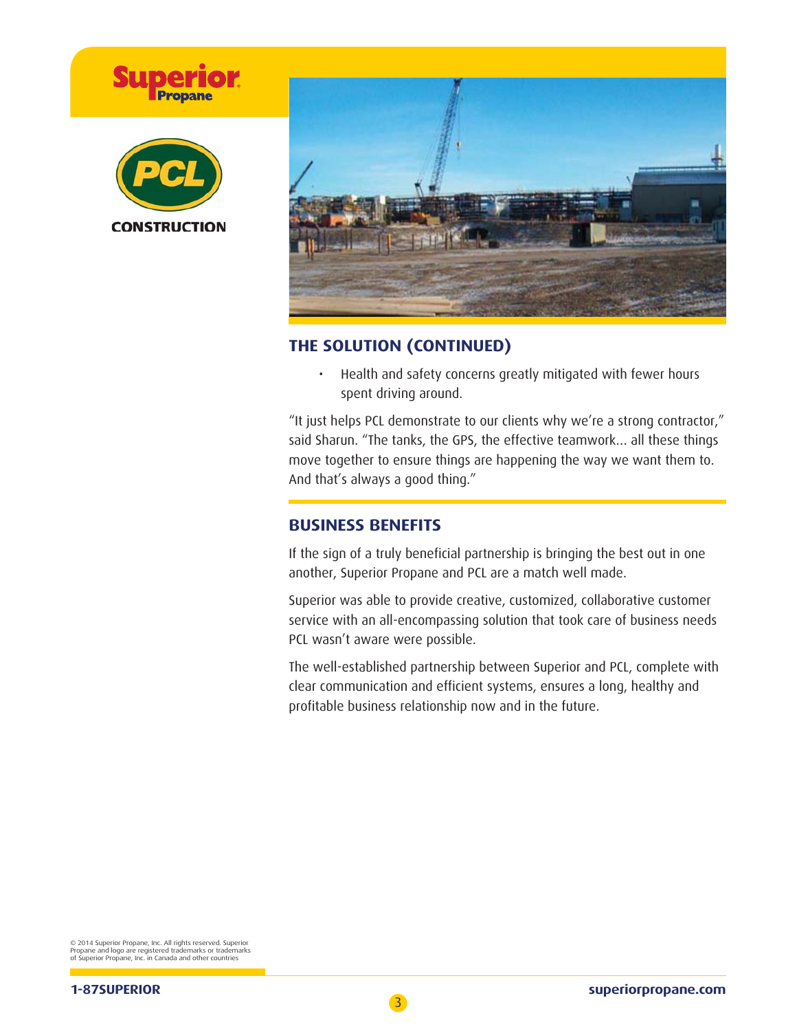## THE SOLUTION (CONTINUED)

- Health and safety concerns greatly mitigated with fewer hours spent driving around.

"It just helps PCL demonstrate to our clients why we're a strong contractor," said Sharun. "The tanks, the GPS, the effective teamwork... all these things move together to ensure things are happening the way we want them to. And that's always a good thing."

## BUSINESS BENEFITS

If the sign of a truly beneficial partnership is bringing the best out in one another, Superior Propane and PCL are a match well made.

Superior was able to provide creative, customized, collaborative customer service with an all-encompassing solution that took care of business needs PCL wasn't aware were possible.

The well-established partnership between Superior and PCL, complete with clear communication and efficient systems, ensures a long, healthy and profitable business relationship now and in the future.

© 2014 Superior Propane, Inc. All rights reserved. Superior Propane and logo are registered trademarks or trademarks of Superior Propane, Inc. in Canada and other countries

**1-87SUPERIOR**

**superiorpropane.com**